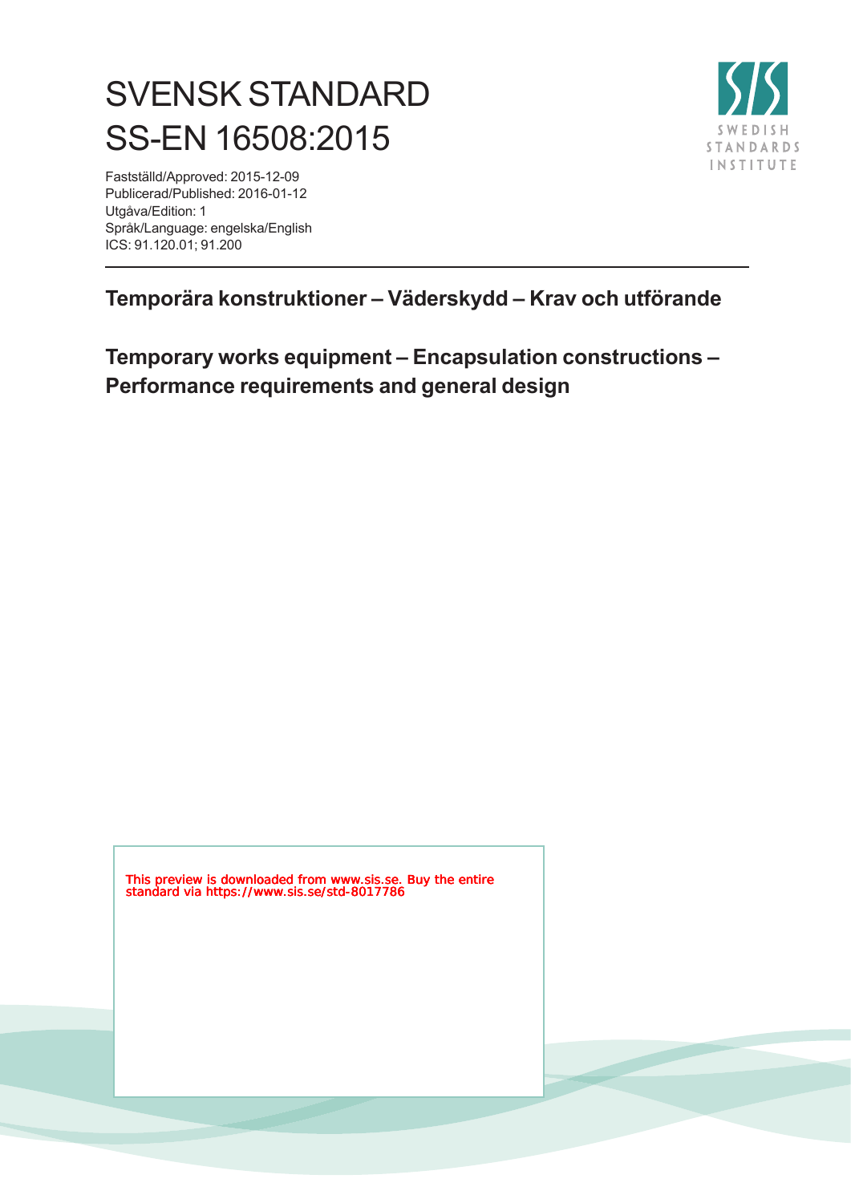# SVENSK STANDARD
# SS-EN 16508:2015

Fastställd/Approved: 2015-12-09
Publicerad/Published: 2016-01-12
Utgåva/Edition: 1
Språk/Language: engelska/English
ICS: 91.120.01; 91.200

SWEDISH STANDARDS INSTITUTE

## Temporära konstruktioner – Väderskydd – Krav och utförande

## Temporary works equipment – Encapsulation constructions – Performance requirements and general design

This preview is downloaded from www.sis.se. Buy the entire standard via https://www.sis.se/std-8017786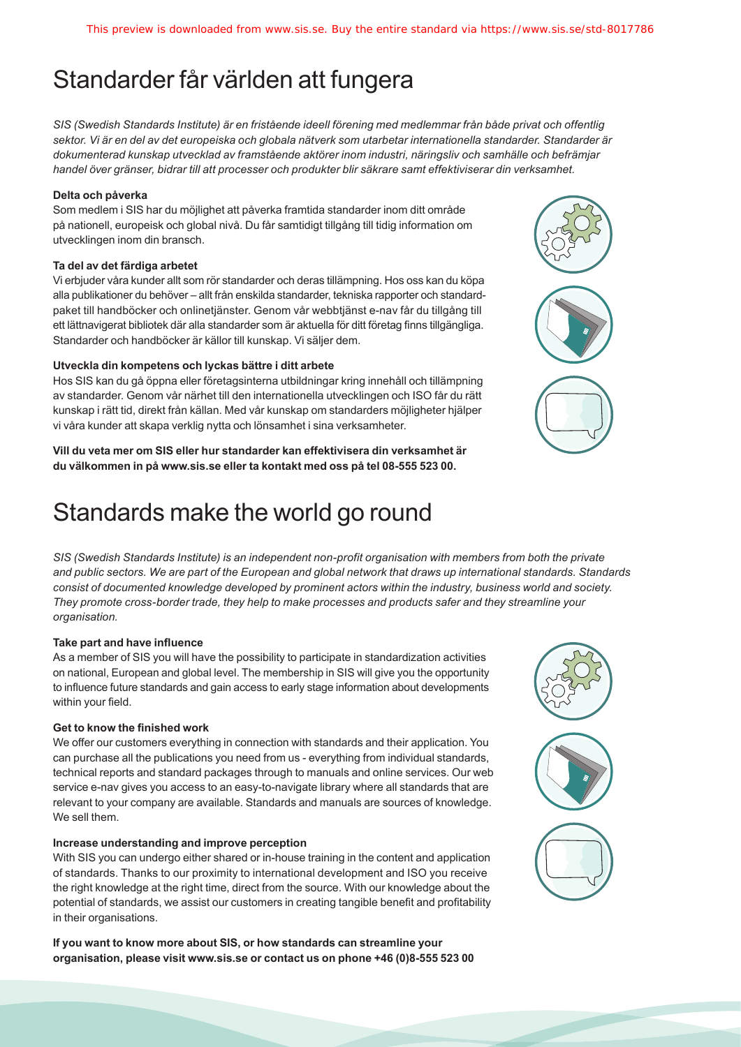# Standarder får världen att fungera

*SIS (Swedish Standards Institute) är en fristående ideell förening med medlemmar från både privat och offentlig sektor. Vi är en del av det europeiska och globala nätverk som utarbetar internationella standarder. Standarder är dokumenterad kunskap utvecklad av framstående aktörer inom industri, näringsliv och samhälle och befrämjar handel över gränser, bidrar till att processer och produkter blir säkrare samt effektiviserar din verksamhet.*

**Delta och påverka**

Som medlem i SIS har du möjlighet att påverka framtida standarder inom ditt område på nationell, europeisk och global nivå. Du får samtidigt tillgång till tidig information om utvecklingen inom din bransch.

**Ta del av det färdiga arbetet**

Vi erbjuder våra kunder allt som rör standarder och deras tillämpning. Hos oss kan du köpa alla publikationer du behöver – allt från enskilda standarder, tekniska rapporter och standardpaket till handböcker och onlinetjänster. Genom vår webbtjänst e-nav får du tillgång till ett lättnavigerat bibliotek där alla standarder som är aktuella för ditt företag finns tillgängliga. Standarder och handböcker är källor till kunskap. Vi säljer dem.

**Utveckla din kompetens och lyckas bättre i ditt arbete**

Hos SIS kan du gå öppna eller företagsinterna utbildningar kring innehåll och tillämpning av standarder. Genom vår närhet till den internationella utvecklingen och ISO får du rätt kunskap i rätt tid, direkt från källan. Med vår kunskap om standarders möjligheter hjälper vi våra kunder att skapa verklig nytta och lönsamhet i sina verksamheter.

**Vill du veta mer om SIS eller hur standarder kan effektivisera din verksamhet är du välkommen in på www.sis.se eller ta kontakt med oss på tel 08-555 523 00.**

# Standards make the world go round

*SIS (Swedish Standards Institute) is an independent non-profit organisation with members from both the private and public sectors. We are part of the European and global network that draws up international standards. Standards consist of documented knowledge developed by prominent actors within the industry, business world and society. They promote cross-border trade, they help to make processes and products safer and they streamline your organisation.*

**Take part and have influence**

As a member of SIS you will have the possibility to participate in standardization activities on national, European and global level. The membership in SIS will give you the opportunity to influence future standards and gain access to early stage information about developments within your field.

**Get to know the finished work**

We offer our customers everything in connection with standards and their application. You can purchase all the publications you need from us - everything from individual standards, technical reports and standard packages through to manuals and online services. Our web service e-nav gives you access to an easy-to-navigate library where all standards that are relevant to your company are available. Standards and manuals are sources of knowledge. We sell them.

**Increase understanding and improve perception**

With SIS you can undergo either shared or in-house training in the content and application of standards. Thanks to our proximity to international development and ISO you receive the right knowledge at the right time, direct from the source. With our knowledge about the potential of standards, we assist our customers in creating tangible benefit and profitability in their organisations.

**If you want to know more about SIS, or how standards can streamline your organisation, please visit www.sis.se or contact us on phone +46 (0)8-555 523 00**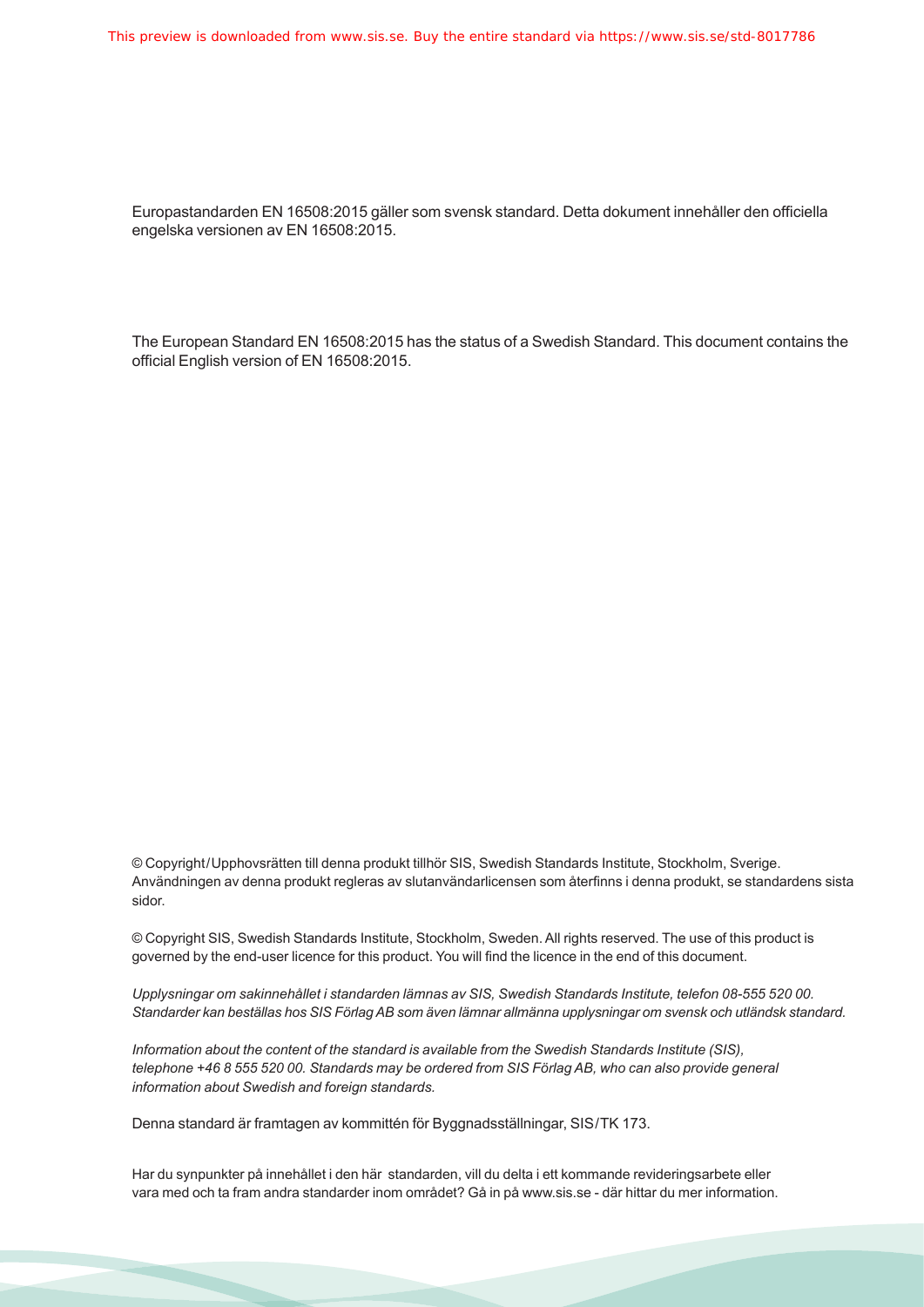Europastandarden EN 16508:2015 gäller som svensk standard. Detta dokument innehåller den officiella engelska versionen av EN 16508:2015.

The European Standard EN 16508:2015 has the status of a Swedish Standard. This document contains the official English version of EN 16508:2015.

© Copyright/Upphovsrätten till denna produkt tillhör SIS, Swedish Standards Institute, Stockholm, Sverige. Användningen av denna produkt regleras av slutanvändarlicensen som återfinns i denna produkt, se standardens sista sidor.

© Copyright SIS, Swedish Standards Institute, Stockholm, Sweden. All rights reserved. The use of this product is governed by the end-user licence for this product. You will find the licence in the end of this document.

*Upplysningar om sakinnehållet i standarden lämnas av SIS, Swedish Standards Institute, telefon 08-555 520 00. Standarder kan beställas hos SIS Förlag AB som även lämnar allmänna upplysningar om svensk och utländsk standard.*

*Information about the content of the standard is available from the Swedish Standards Institute (SIS), telephone +46 8 555 520 00. Standards may be ordered from SIS Förlag AB, who can also provide general information about Swedish and foreign standards.*

Denna standard är framtagen av kommittén för Byggnadsställningar, SIS/TK 173.

Har du synpunkter på innehållet i den här standarden, vill du delta i ett kommande revideringsarbete eller vara med och ta fram andra standarder inom området? Gå in på www.sis.se - där hittar du mer information.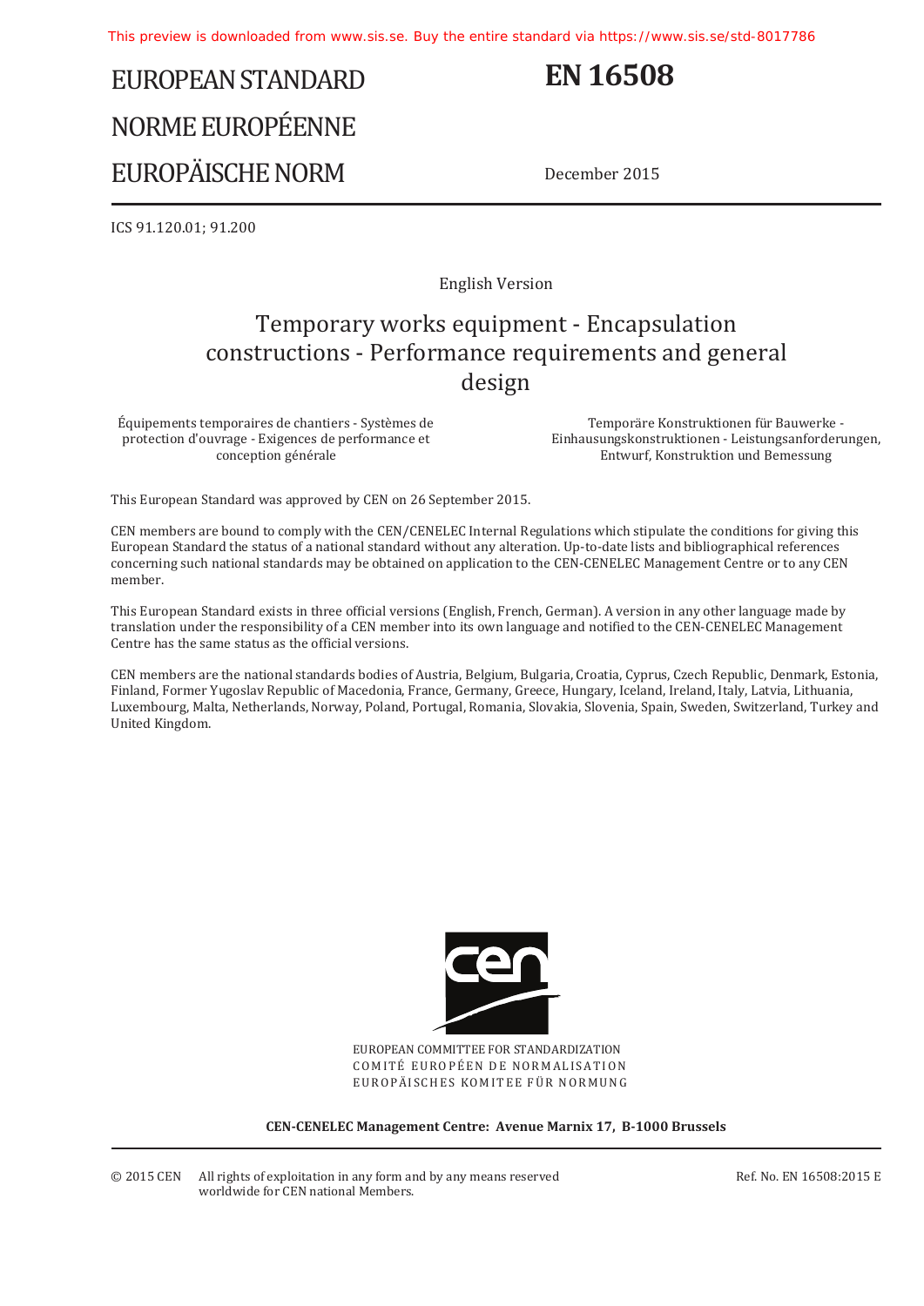# EUROPEAN STANDARD
# NORME EUROPÉENNE
# EUROPÄISCHE NORM

# EN 16508

December 2015

ICS 91.120.01; 91.200

English Version

## Temporary works equipment - Encapsulation constructions - Performance requirements and general design

Équipements temporaires de chantiers - Systèmes de protection d'ouvrage - Exigences de performance et conception générale

Temporäre Konstruktionen für Bauwerke - Einhausungskonstruktionen - Leistungsanforderungen, Entwurf, Konstruktion und Bemessung

This European Standard was approved by CEN on 26 September 2015.

CEN members are bound to comply with the CEN/CENELEC Internal Regulations which stipulate the conditions for giving this European Standard the status of a national standard without any alteration. Up-to-date lists and bibliographical references concerning such national standards may be obtained on application to the CEN-CENELEC Management Centre or to any CEN member.

This European Standard exists in three official versions (English, French, German). A version in any other language made by translation under the responsibility of a CEN member into its own language and notified to the CEN-CENELEC Management Centre has the same status as the official versions.

CEN members are the national standards bodies of Austria, Belgium, Bulgaria, Croatia, Cyprus, Czech Republic, Denmark, Estonia, Finland, Former Yugoslav Republic of Macedonia, France, Germany, Greece, Hungary, Iceland, Ireland, Italy, Latvia, Lithuania, Luxembourg, Malta, Netherlands, Norway, Poland, Portugal, Romania, Slovakia, Slovenia, Spain, Sweden, Switzerland, Turkey and United Kingdom.

EUROPEAN COMMITTEE FOR STANDARDIZATION
COMITÉ EUROPÉEN DE NORMALISATION
EUROPÄISCHES KOMITEE FÜR NORMUNG

**CEN-CENELEC Management Centre: Avenue Marnix 17, B-1000 Brussels**

© 2015 CEN All rights of exploitation in any form and by any means reserved worldwide for CEN national Members.

Ref. No. EN 16508:2015 E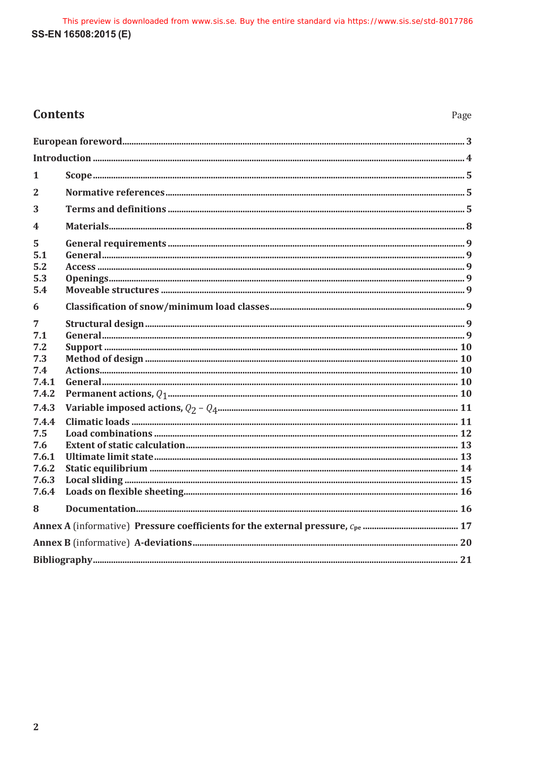# Contents

Page

European foreword ... 3

Introduction ... 4

1 Scope ... 5

2 Normative references ... 5

3 Terms and definitions ... 5

4 Materials ... 8

5 General requirements ... 9
5.1 General ... 9
5.2 Access ... 9
5.3 Openings ... 9
5.4 Moveable structures ... 9

6 Classification of snow/minimum load classes ... 9

7 Structural design ... 9
7.1 General ... 9
7.2 Support ... 10
7.3 Method of design ... 10
7.4 Actions ... 10
7.4.1 General ... 10
7.4.2 Permanent actions, $Q_1$ ... 10
7.4.3 Variable imposed actions, $Q_2 - Q_4$ ... 11
7.4.4 Climatic loads ... 11
7.5 Load combinations ... 12
7.6 Extent of static calculation ... 13
7.6.1 Ultimate limit state ... 13
7.6.2 Static equilibrium ... 14
7.6.3 Local sliding ... 15
7.6.4 Loads on flexible sheeting ... 16

8 Documentation ... 16

Annex A (informative) Pressure coefficients for the external pressure, $c_{pe}$ ... 17

Annex B (informative) A-deviations ... 20

Bibliography ... 21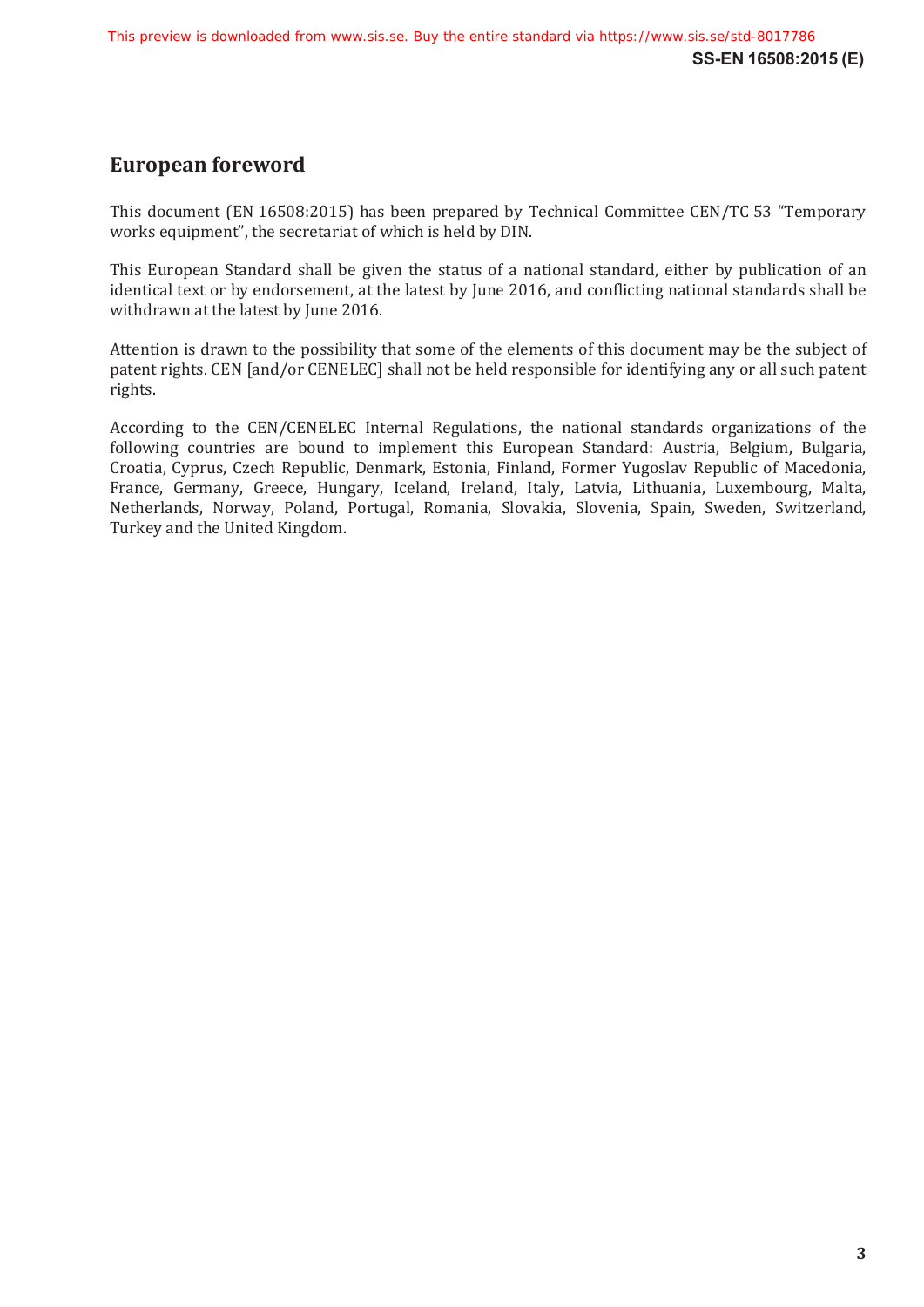## European foreword

This document (EN 16508:2015) has been prepared by Technical Committee CEN/TC 53 "Temporary works equipment", the secretariat of which is held by DIN.

This European Standard shall be given the status of a national standard, either by publication of an identical text or by endorsement, at the latest by June 2016, and conflicting national standards shall be withdrawn at the latest by June 2016.

Attention is drawn to the possibility that some of the elements of this document may be the subject of patent rights. CEN [and/or CENELEC] shall not be held responsible for identifying any or all such patent rights.

According to the CEN/CENELEC Internal Regulations, the national standards organizations of the following countries are bound to implement this European Standard: Austria, Belgium, Bulgaria, Croatia, Cyprus, Czech Republic, Denmark, Estonia, Finland, Former Yugoslav Republic of Macedonia, France, Germany, Greece, Hungary, Iceland, Ireland, Italy, Latvia, Lithuania, Luxembourg, Malta, Netherlands, Norway, Poland, Portugal, Romania, Slovakia, Slovenia, Spain, Sweden, Switzerland, Turkey and the United Kingdom.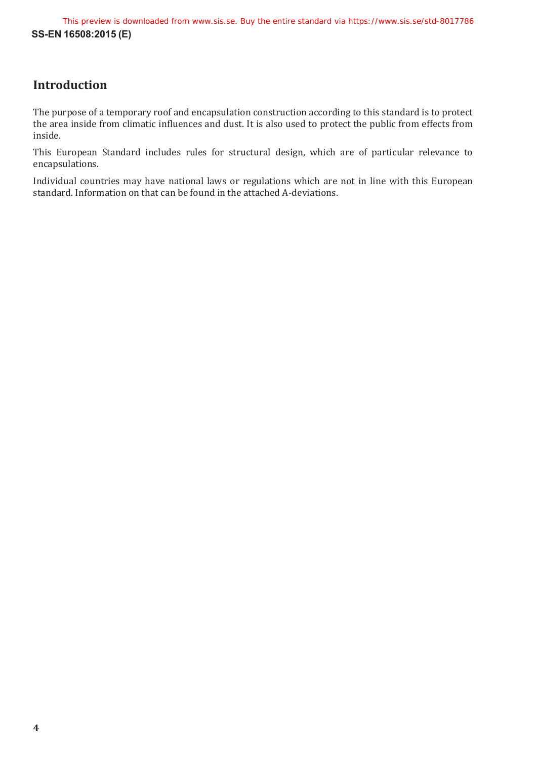## Introduction

The purpose of a temporary roof and encapsulation construction according to this standard is to protect the area inside from climatic influences and dust. It is also used to protect the public from effects from inside.

This European Standard includes rules for structural design, which are of particular relevance to encapsulations.

Individual countries may have national laws or regulations which are not in line with this European standard. Information on that can be found in the attached A-deviations.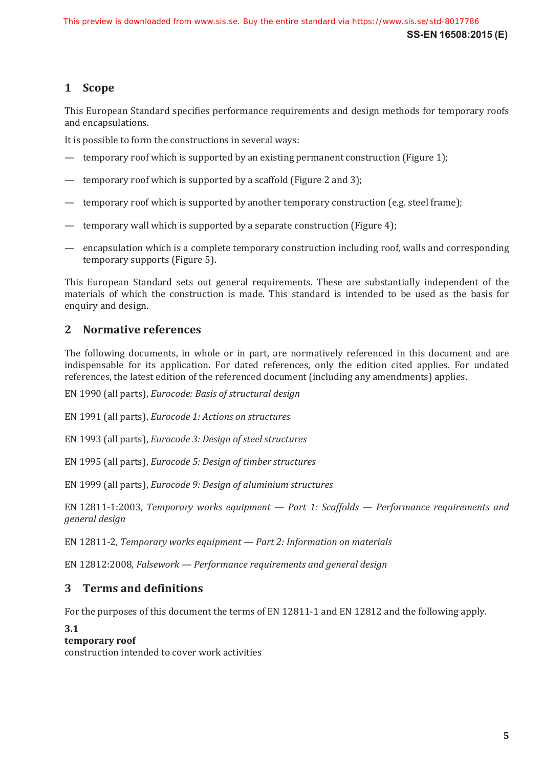## 1 Scope

This European Standard specifies performance requirements and design methods for temporary roofs and encapsulations.

It is possible to form the constructions in several ways:

— temporary roof which is supported by an existing permanent construction (Figure 1);

— temporary roof which is supported by a scaffold (Figure 2 and 3);

— temporary roof which is supported by another temporary construction (e.g. steel frame);

— temporary wall which is supported by a separate construction (Figure 4);

— encapsulation which is a complete temporary construction including roof, walls and corresponding temporary supports (Figure 5).

This European Standard sets out general requirements. These are substantially independent of the materials of which the construction is made. This standard is intended to be used as the basis for enquiry and design.

## 2 Normative references

The following documents, in whole or in part, are normatively referenced in this document and are indispensable for its application. For dated references, only the edition cited applies. For undated references, the latest edition of the referenced document (including any amendments) applies.

EN 1990 (all parts), *Eurocode: Basis of structural design*

EN 1991 (all parts), *Eurocode 1: Actions on structures*

EN 1993 (all parts), *Eurocode 3: Design of steel structures*

EN 1995 (all parts), *Eurocode 5: Design of timber structures*

EN 1999 (all parts), *Eurocode 9: Design of aluminium structures*

EN 12811-1:2003, *Temporary works equipment — Part 1: Scaffolds — Performance requirements and general design*

EN 12811-2, *Temporary works equipment — Part 2: Information on materials*

EN 12812:2008, *Falsework — Performance requirements and general design*

## 3 Terms and definitions

For the purposes of this document the terms of EN 12811-1 and EN 12812 and the following apply.

**3.1**
**temporary roof**
construction intended to cover work activities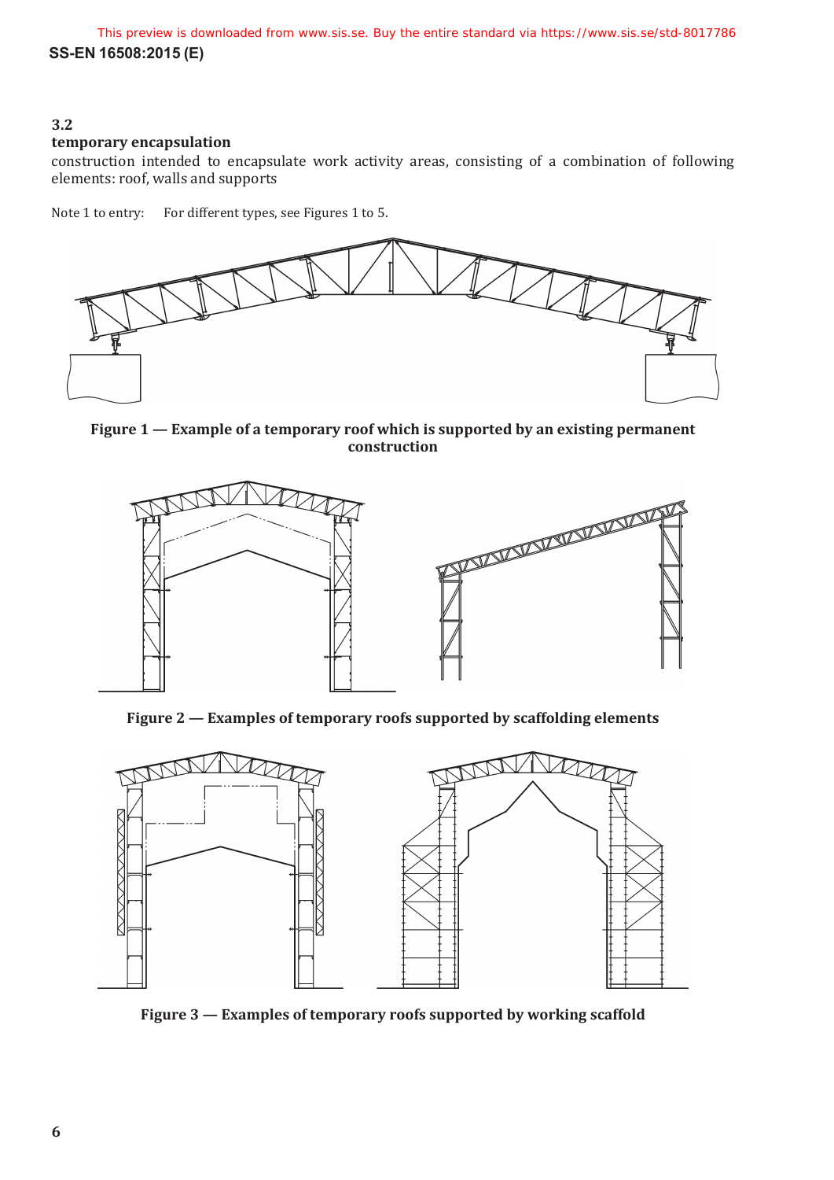### 3.2
**temporary encapsulation**

construction intended to encapsulate work activity areas, consisting of a combination of following elements: roof, walls and supports

Note 1 to entry: For different types, see Figures 1 to 5.

**Figure 1 — Example of a temporary roof which is supported by an existing permanent construction**

**Figure 2 — Examples of temporary roofs supported by scaffolding elements**

**Figure 3 — Examples of temporary roofs supported by working scaffold**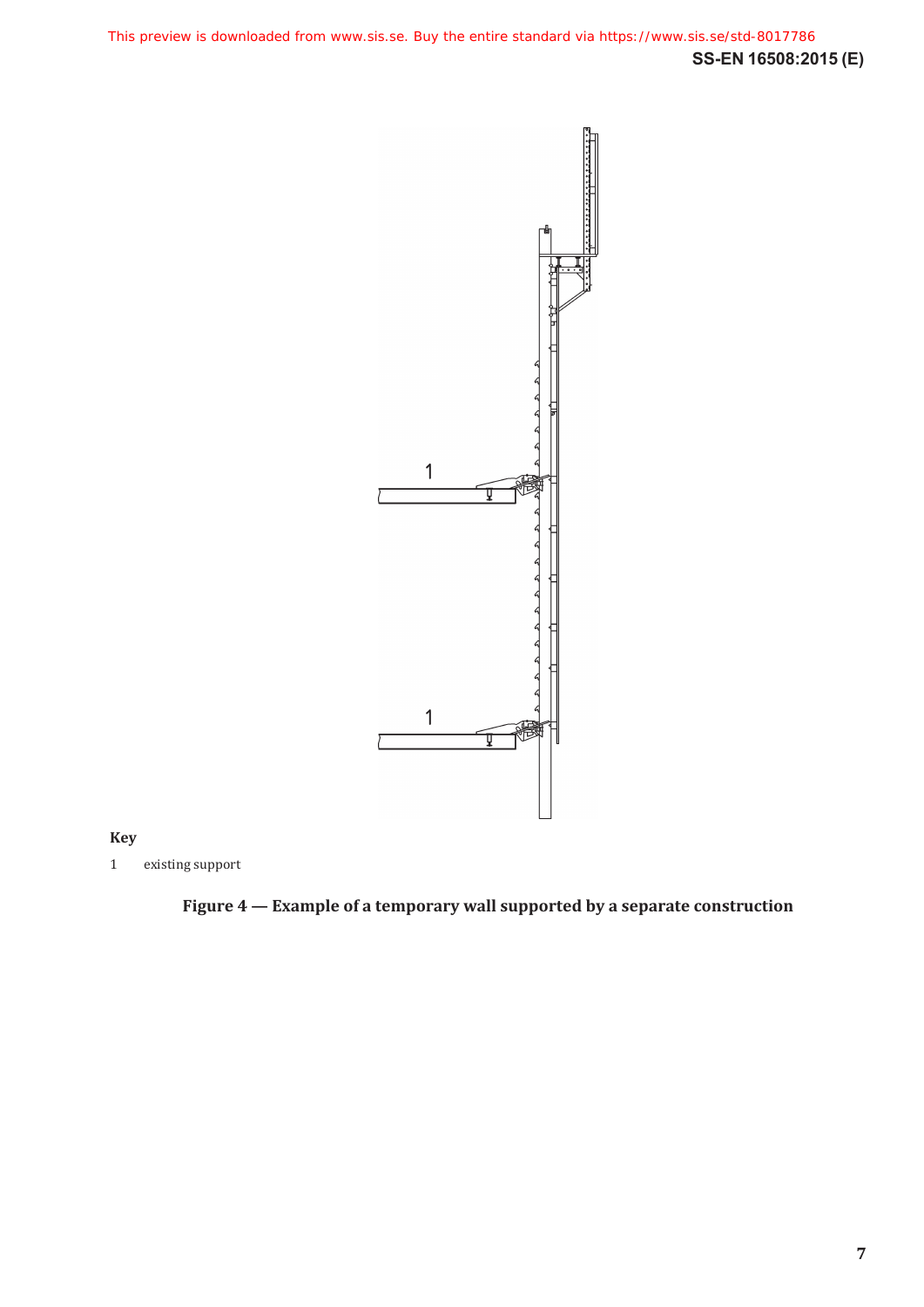1

1

**Key**

1 existing support

**Figure 4 — Example of a temporary wall supported by a separate construction**